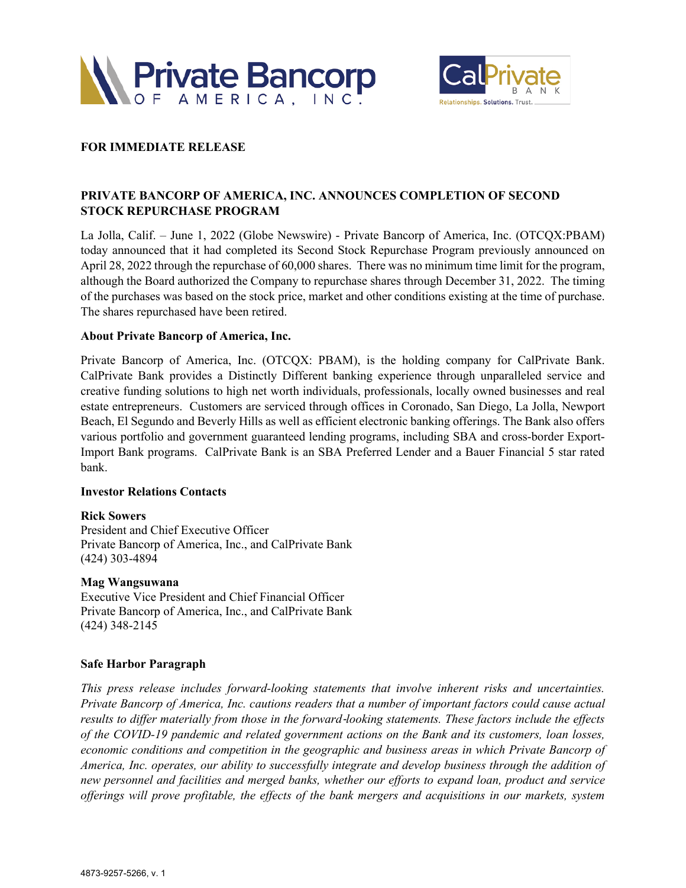**FOR IMMEDIATE RELEASE**

## PRIVATE BANCORP OF AMERICA, INC. ANNOUNCES COMPLETION OF SECOND STOCK REPURCHASE PROGRAM

La Jolla, Calif. – June 1, 2022 (Globe Newswire) - Private Bancorp of America, Inc. (OTCQX:PBAM) today announced that it had completed its Second Stock Repurchase Program previously announced on April 28, 2022 through the repurchase of 60,000 shares. There was no minimum time limit for the program, although the Board authorized the Company to repurchase shares through December 31, 2022. The timing of the purchases was based on the stock price, market and other conditions existing at the time of purchase. The shares repurchased have been retired.

### About Private Bancorp of America, Inc.

Private Bancorp of America, Inc. (OTCQX: PBAM), is the holding company for CalPrivate Bank. CalPrivate Bank provides a Distinctly Different banking experience through unparalleled service and creative funding solutions to high net worth individuals, professionals, locally owned businesses and real estate entrepreneurs. Customers are serviced through offices in Coronado, San Diego, La Jolla, Newport Beach, El Segundo and Beverly Hills as well as efficient electronic banking offerings. The Bank also offers various portfolio and government guaranteed lending programs, including SBA and cross-border Export-Import Bank programs. CalPrivate Bank is an SBA Preferred Lender and a Bauer Financial 5 star rated bank.

### Investor Relations Contacts

**Rick Sowers**
President and Chief Executive Officer
Private Bancorp of America, Inc., and CalPrivate Bank
(424) 303-4894

**Mag Wangsuwana**
Executive Vice President and Chief Financial Officer
Private Bancorp of America, Inc., and CalPrivate Bank
(424) 348-2145

### Safe Harbor Paragraph

*This press release includes forward-looking statements that involve inherent risks and uncertainties. Private Bancorp of America, Inc. cautions readers that a number of important factors could cause actual results to differ materially from those in the forward-looking statements. These factors include the effects of the COVID-19 pandemic and related government actions on the Bank and its customers, loan losses, economic conditions and competition in the geographic and business areas in which Private Bancorp of America, Inc. operates, our ability to successfully integrate and develop business through the addition of new personnel and facilities and merged banks, whether our efforts to expand loan, product and service offerings will prove profitable, the effects of the bank mergers and acquisitions in our markets, system*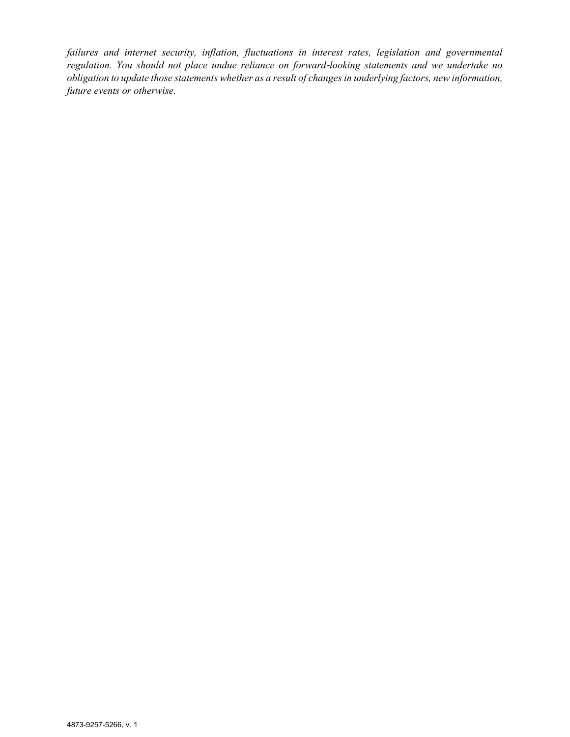*failures and internet security, inflation, fluctuations in interest rates, legislation and governmental regulation. You should not place undue reliance on forward-looking statements and we undertake no obligation to update those statements whether as a result of changes in underlying factors, new information, future events or otherwise.*